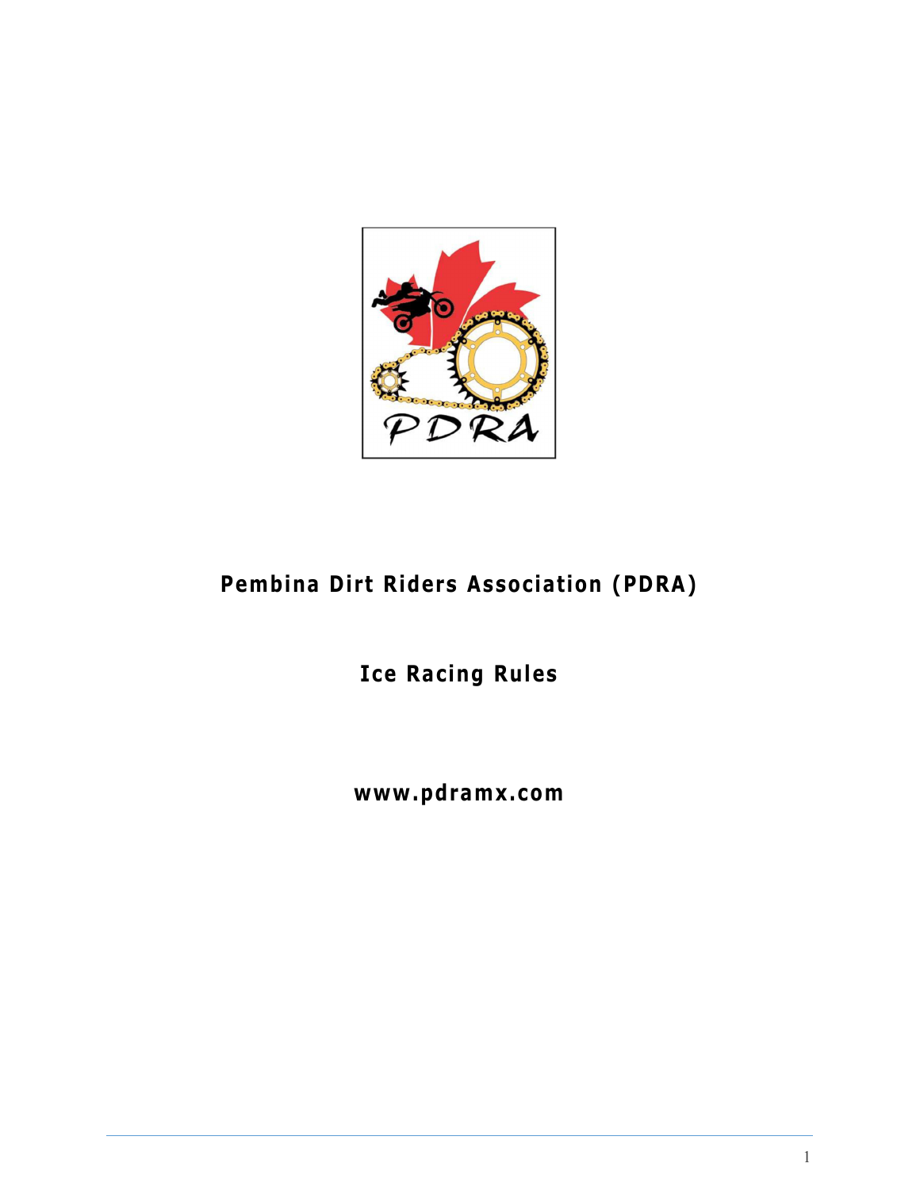# Pembina Dirt Riders Association (PDRA)

## Ice Racing Rules

**www.pdramx.com**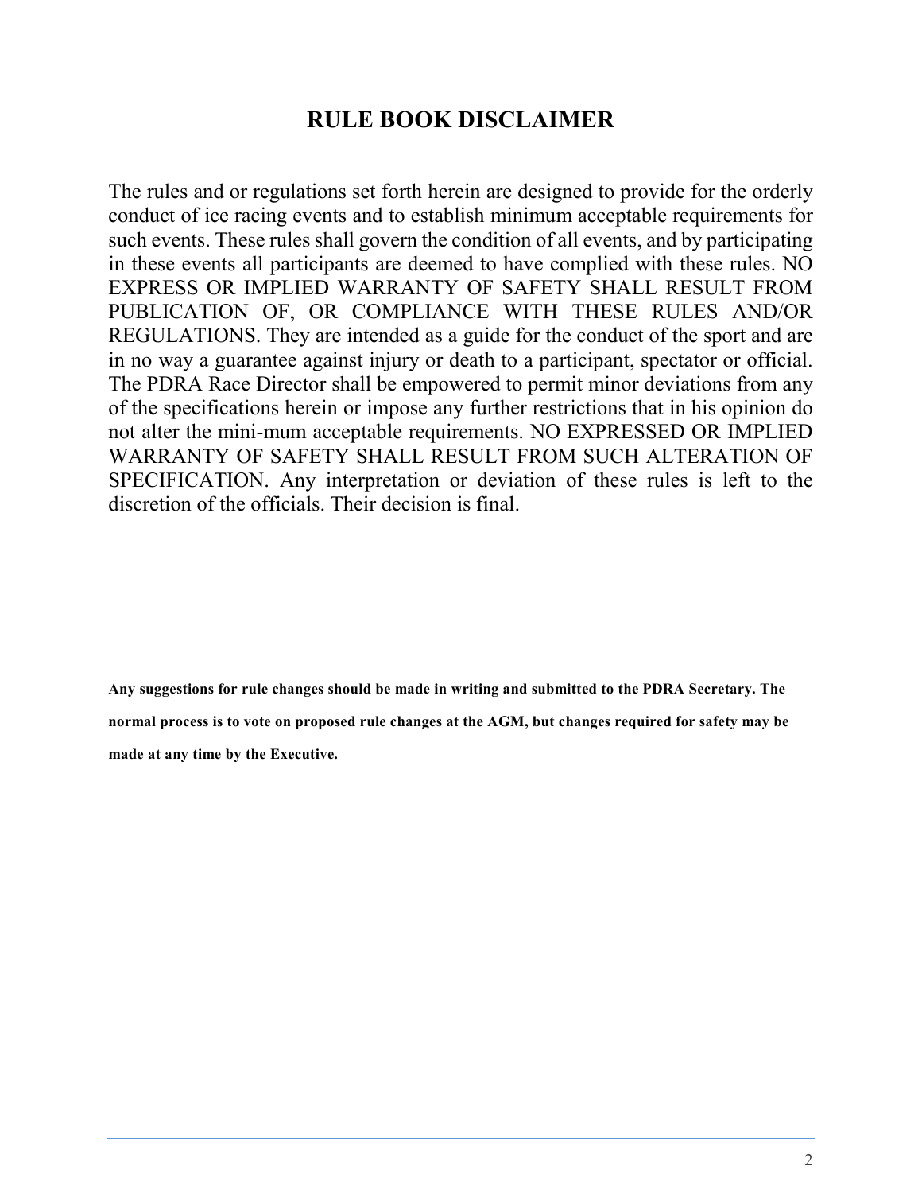# RULE BOOK DISCLAIMER

The rules and or regulations set forth herein are designed to provide for the orderly conduct of ice racing events and to establish minimum acceptable requirements for such events. These rules shall govern the condition of all events, and by participating in these events all participants are deemed to have complied with these rules. NO EXPRESS OR IMPLIED WARRANTY OF SAFETY SHALL RESULT FROM PUBLICATION OF, OR COMPLIANCE WITH THESE RULES AND/OR REGULATIONS. They are intended as a guide for the conduct of the sport and are in no way a guarantee against injury or death to a participant, spectator or official. The PDRA Race Director shall be empowered to permit minor deviations from any of the specifications herein or impose any further restrictions that in his opinion do not alter the mini-mum acceptable requirements. NO EXPRESSED OR IMPLIED WARRANTY OF SAFETY SHALL RESULT FROM SUCH ALTERATION OF SPECIFICATION. Any interpretation or deviation of these rules is left to the discretion of the officials. Their decision is final.

**Any suggestions for rule changes should be made in writing and submitted to the PDRA Secretary. The normal process is to vote on proposed rule changes at the AGM, but changes required for safety may be made at any time by the Executive.**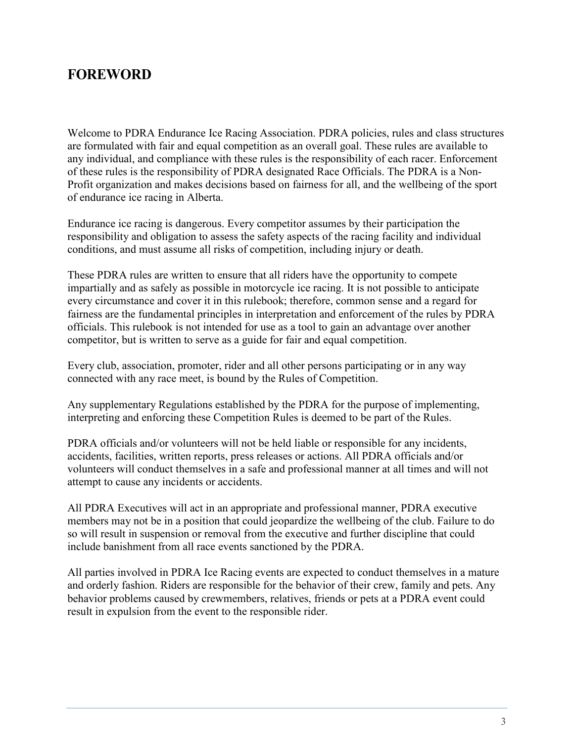## FOREWORD

Welcome to PDRA Endurance Ice Racing Association. PDRA policies, rules and class structures are formulated with fair and equal competition as an overall goal. These rules are available to any individual, and compliance with these rules is the responsibility of each racer. Enforcement of these rules is the responsibility of PDRA designated Race Officials. The PDRA is a Non-Profit organization and makes decisions based on fairness for all, and the wellbeing of the sport of endurance ice racing in Alberta.

Endurance ice racing is dangerous. Every competitor assumes by their participation the responsibility and obligation to assess the safety aspects of the racing facility and individual conditions, and must assume all risks of competition, including injury or death.

These PDRA rules are written to ensure that all riders have the opportunity to compete impartially and as safely as possible in motorcycle ice racing. It is not possible to anticipate every circumstance and cover it in this rulebook; therefore, common sense and a regard for fairness are the fundamental principles in interpretation and enforcement of the rules by PDRA officials. This rulebook is not intended for use as a tool to gain an advantage over another competitor, but is written to serve as a guide for fair and equal competition.

Every club, association, promoter, rider and all other persons participating or in any way connected with any race meet, is bound by the Rules of Competition.

Any supplementary Regulations established by the PDRA for the purpose of implementing, interpreting and enforcing these Competition Rules is deemed to be part of the Rules.

PDRA officials and/or volunteers will not be held liable or responsible for any incidents, accidents, facilities, written reports, press releases or actions. All PDRA officials and/or volunteers will conduct themselves in a safe and professional manner at all times and will not attempt to cause any incidents or accidents.

All PDRA Executives will act in an appropriate and professional manner, PDRA executive members may not be in a position that could jeopardize the wellbeing of the club. Failure to do so will result in suspension or removal from the executive and further discipline that could include banishment from all race events sanctioned by the PDRA.

All parties involved in PDRA Ice Racing events are expected to conduct themselves in a mature and orderly fashion. Riders are responsible for the behavior of their crew, family and pets. Any behavior problems caused by crewmembers, relatives, friends or pets at a PDRA event could result in expulsion from the event to the responsible rider.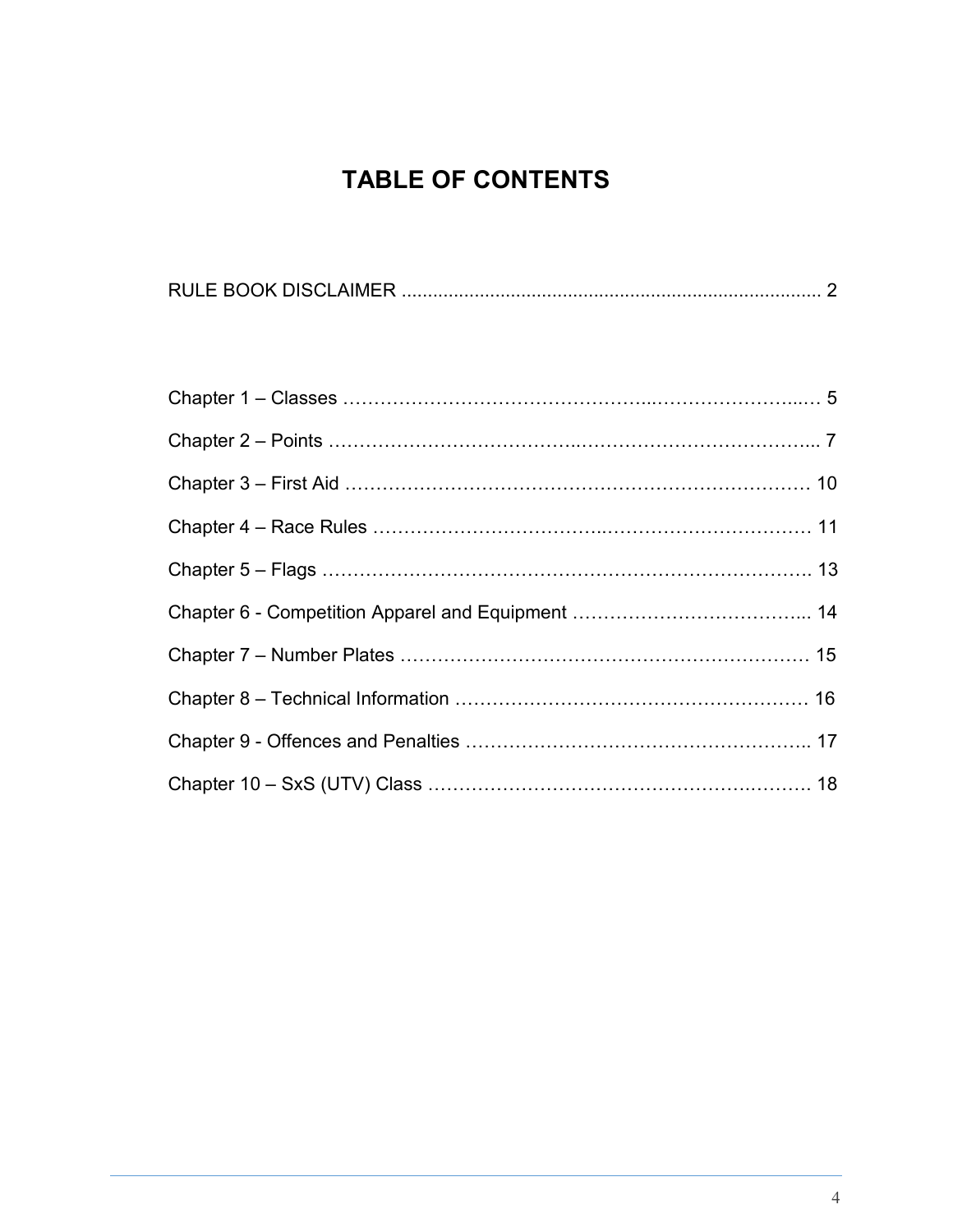# TABLE OF CONTENTS

RULE BOOK DISCLAIMER ................................................................................ 2

Chapter 1 – Classes ……….……………………………...……………….…...… 5

Chapter 2 – Points ……………………………….………………………………... 7

Chapter 3 – First Aid ……………………………………………………………… 10

Chapter 4 – Race Rules ……………………………..…………………………… 11

Chapter 5 – Flags …………………………………………………………………. 13

Chapter 6 - Competition Apparel and Equipment ………………………………... 14

Chapter 7 – Number Plates ……………………………………………………… 15

Chapter 8 – Technical Information ………………………………………………… 16

Chapter 9 - Offences and Penalties ……………………………………………….. 17

Chapter 10 – SxS (UTV) Class ………………………………………….………. 18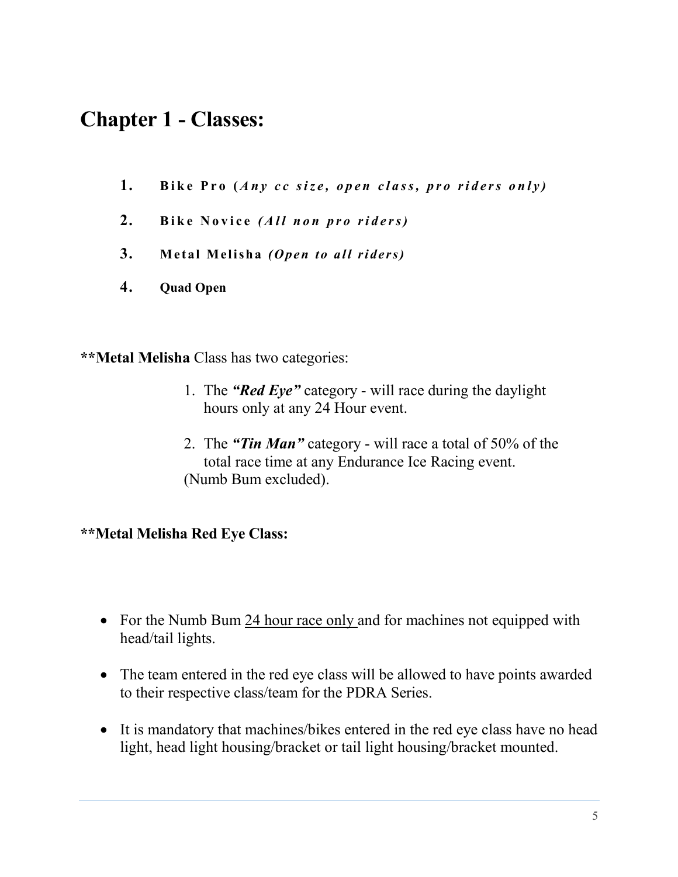# Chapter 1 - Classes:

1. **Bike Pro (*Any cc size, open class, pro riders only)***
2. **Bike Novice *(All non pro riders)***
3. **Metal Melisha *(Open to all riders)***
4. **Quad Open**

****Metal Melisha** Class has two categories:

1. The ***"Red Eye"*** category - will race during the daylight hours only at any 24 Hour event.
2. The ***"Tin Man"*** category - will race a total of 50% of the total race time at any Endurance Ice Racing event. (Numb Bum excluded).

****Metal Melisha Red Eye Class:**

- For the Numb Bum <u>24 hour race only</u> and for machines not equipped with head/tail lights.
- The team entered in the red eye class will be allowed to have points awarded to their respective class/team for the PDRA Series.
- It is mandatory that machines/bikes entered in the red eye class have no head light, head light housing/bracket or tail light housing/bracket mounted.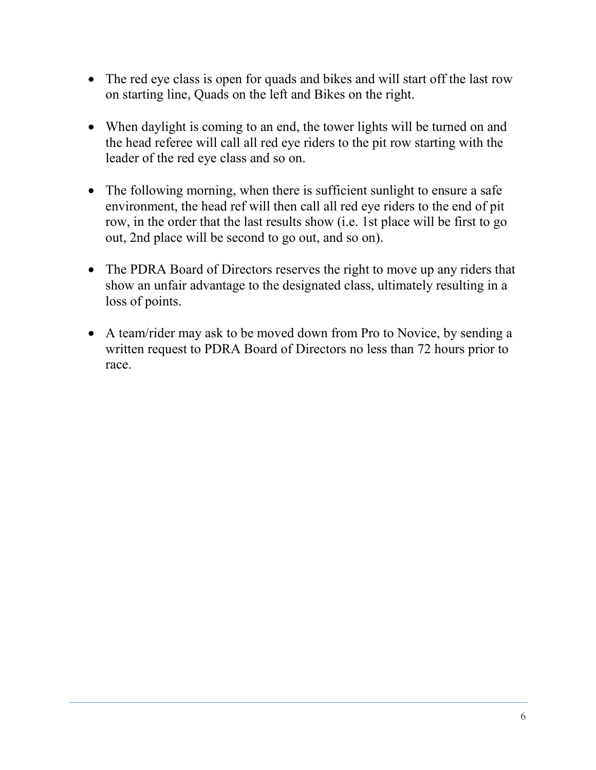- The red eye class is open for quads and bikes and will start off the last row on starting line, Quads on the left and Bikes on the right.

- When daylight is coming to an end, the tower lights will be turned on and the head referee will call all red eye riders to the pit row starting with the leader of the red eye class and so on.

- The following morning, when there is sufficient sunlight to ensure a safe environment, the head ref will then call all red eye riders to the end of pit row, in the order that the last results show (i.e. 1st place will be first to go out, 2nd place will be second to go out, and so on).

- The PDRA Board of Directors reserves the right to move up any riders that show an unfair advantage to the designated class, ultimately resulting in a loss of points.

- A team/rider may ask to be moved down from Pro to Novice, by sending a written request to PDRA Board of Directors no less than 72 hours prior to race.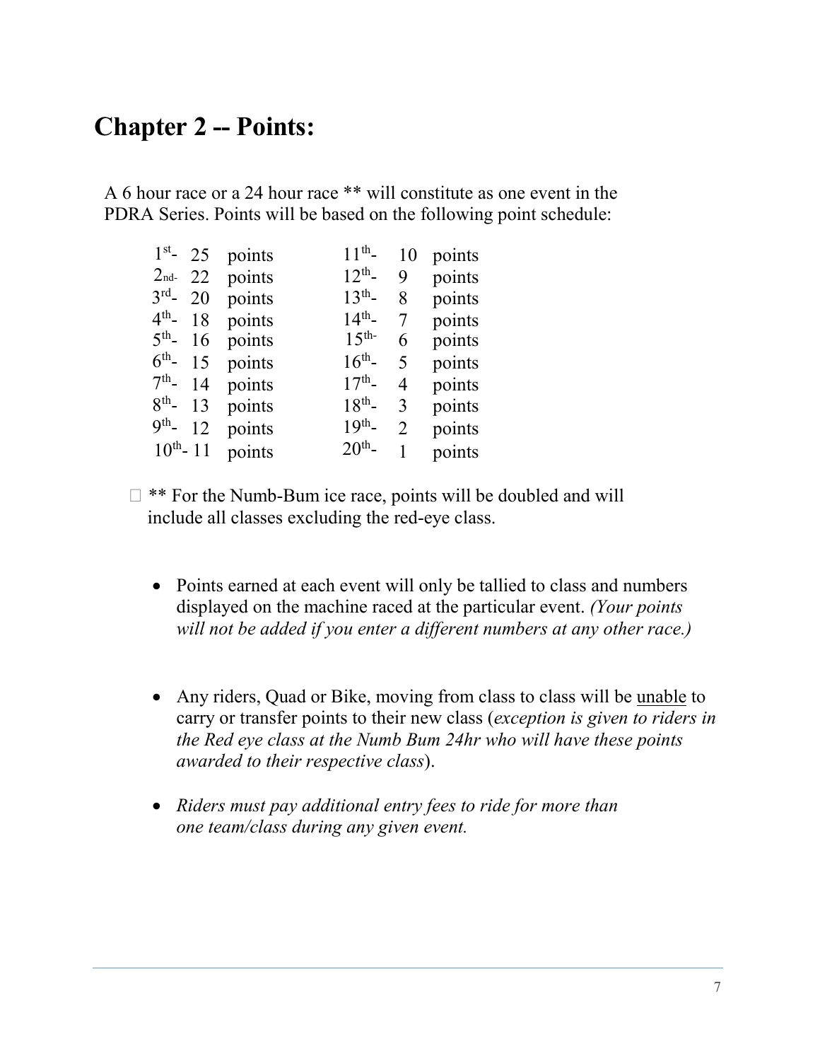## Chapter 2 -- Points:

A 6 hour race or a 24 hour race ** will constitute as one event in the PDRA Series. Points will be based on the following point schedule:

| | | | |
|---|---|---|---|
| 1st- | 25 points | 11th- | 10 points |
| 2nd- | 22 points | 12th- | 9 points |
| 3rd- | 20 points | 13th- | 8 points |
| 4th- | 18 points | 14th- | 7 points |
| 5th- | 16 points | 15th- | 6 points |
| 6th- | 15 points | 16th- | 5 points |
| 7th- | 14 points | 17th- | 4 points |
| 8th- | 13 points | 18th- | 3 points |
| 9th- | 12 points | 19th- | 2 points |
| 10th- | 11 points | 20th- | 1 points |

- ** For the Numb-Bum ice race, points will be doubled and will include all classes excluding the red-eye class.

- Points earned at each event will only be tallied to class and numbers displayed on the machine raced at the particular event. *(Your points will not be added if you enter a different numbers at any other race.)*

- Any riders, Quad or Bike, moving from class to class will be <u>unable</u> to carry or transfer points to their new class (*exception is given to riders in the Red eye class at the Numb Bum 24hr who will have these points awarded to their respective class*).

- *Riders must pay additional entry fees to ride for more than one team/class during any given event.*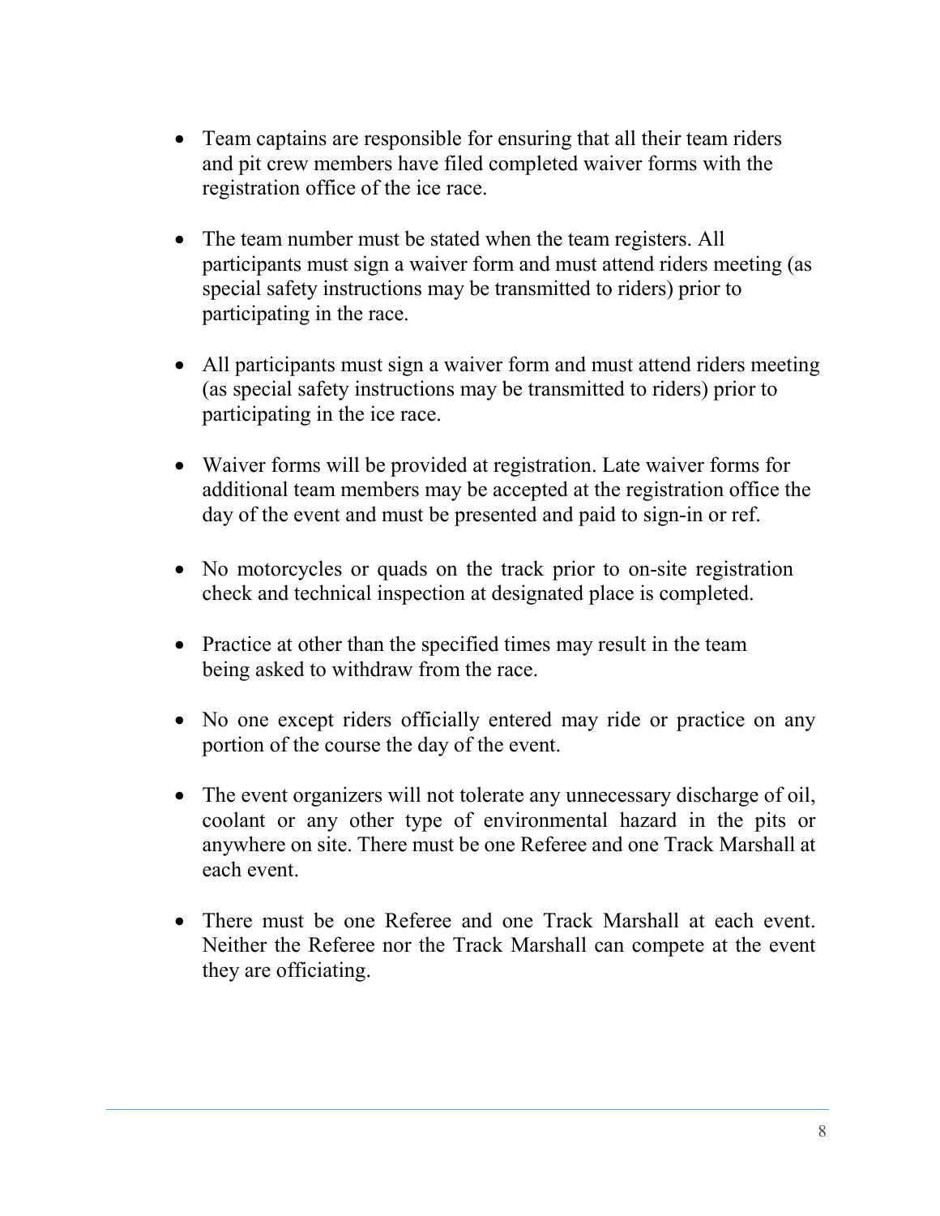- Team captains are responsible for ensuring that all their team riders and pit crew members have filed completed waiver forms with the registration office of the ice race.

- The team number must be stated when the team registers. All participants must sign a waiver form and must attend riders meeting (as special safety instructions may be transmitted to riders) prior to participating in the race.

- All participants must sign a waiver form and must attend riders meeting (as special safety instructions may be transmitted to riders) prior to participating in the ice race.

- Waiver forms will be provided at registration. Late waiver forms for additional team members may be accepted at the registration office the day of the event and must be presented and paid to sign-in or ref.

- No motorcycles or quads on the track prior to on-site registration check and technical inspection at designated place is completed.

- Practice at other than the specified times may result in the team being asked to withdraw from the race.

- No one except riders officially entered may ride or practice on any portion of the course the day of the event.

- The event organizers will not tolerate any unnecessary discharge of oil, coolant or any other type of environmental hazard in the pits or anywhere on site. There must be one Referee and one Track Marshall at each event.

- There must be one Referee and one Track Marshall at each event. Neither the Referee nor the Track Marshall can compete at the event they are officiating.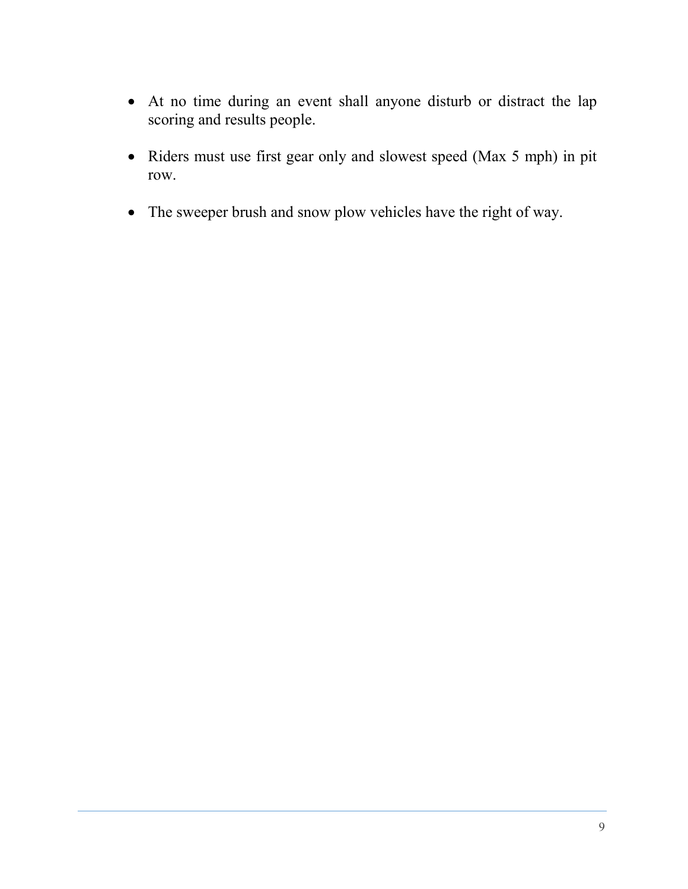- At no time during an event shall anyone disturb or distract the lap scoring and results people.

- Riders must use first gear only and slowest speed (Max 5 mph) in pit row.

- The sweeper brush and snow plow vehicles have the right of way.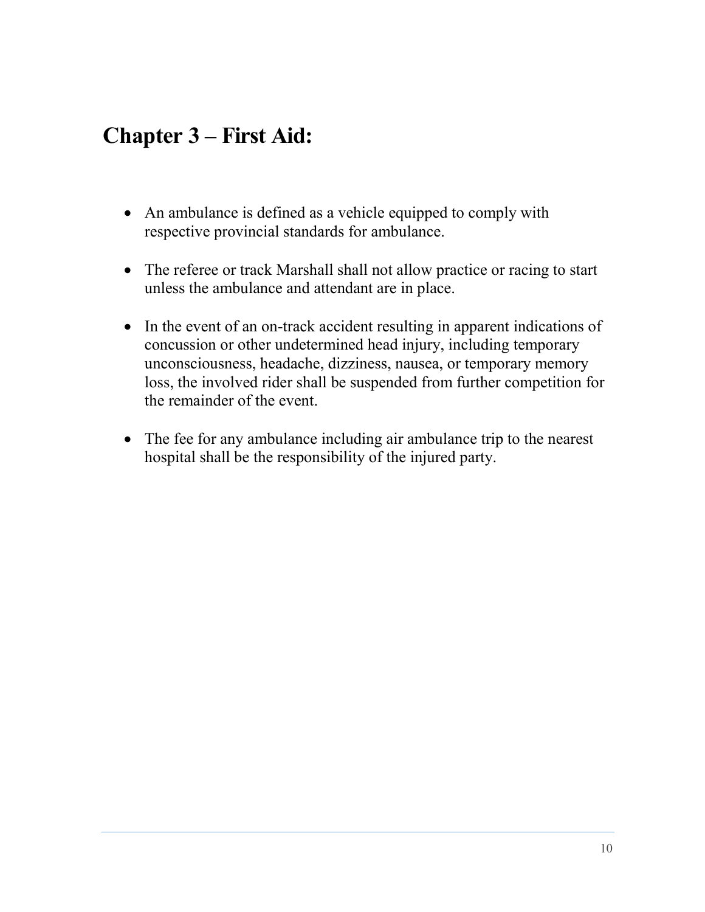## Chapter 3 – First Aid:

- An ambulance is defined as a vehicle equipped to comply with respective provincial standards for ambulance.

- The referee or track Marshall shall not allow practice or racing to start unless the ambulance and attendant are in place.

- In the event of an on-track accident resulting in apparent indications of concussion or other undetermined head injury, including temporary unconsciousness, headache, dizziness, nausea, or temporary memory loss, the involved rider shall be suspended from further competition for the remainder of the event.

- The fee for any ambulance including air ambulance trip to the nearest hospital shall be the responsibility of the injured party.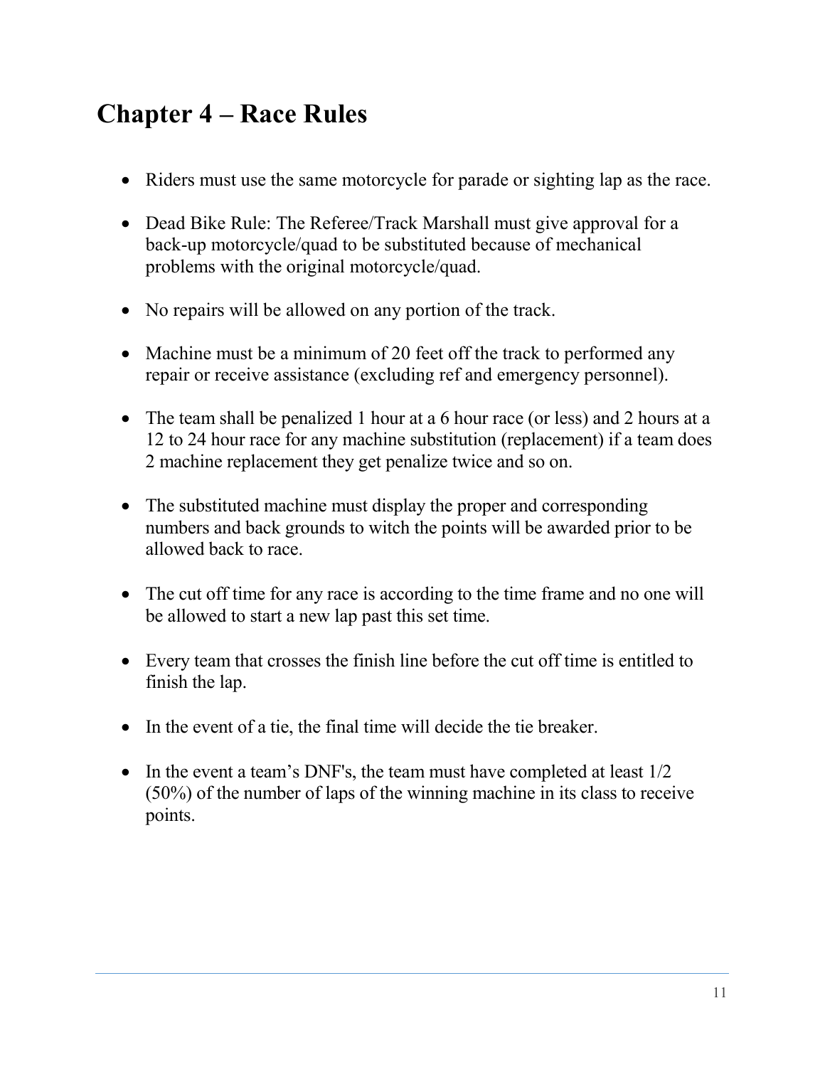## Chapter 4 – Race Rules

- Riders must use the same motorcycle for parade or sighting lap as the race.
- Dead Bike Rule: The Referee/Track Marshall must give approval for a back-up motorcycle/quad to be substituted because of mechanical problems with the original motorcycle/quad.
- No repairs will be allowed on any portion of the track.
- Machine must be a minimum of 20 feet off the track to performed any repair or receive assistance (excluding ref and emergency personnel).
- The team shall be penalized 1 hour at a 6 hour race (or less) and 2 hours at a 12 to 24 hour race for any machine substitution (replacement) if a team does 2 machine replacement they get penalize twice and so on.
- The substituted machine must display the proper and corresponding numbers and back grounds to witch the points will be awarded prior to be allowed back to race.
- The cut off time for any race is according to the time frame and no one will be allowed to start a new lap past this set time.
- Every team that crosses the finish line before the cut off time is entitled to finish the lap.
- In the event of a tie, the final time will decide the tie breaker.
- In the event a team's DNF's, the team must have completed at least 1/2 (50%) of the number of laps of the winning machine in its class to receive points.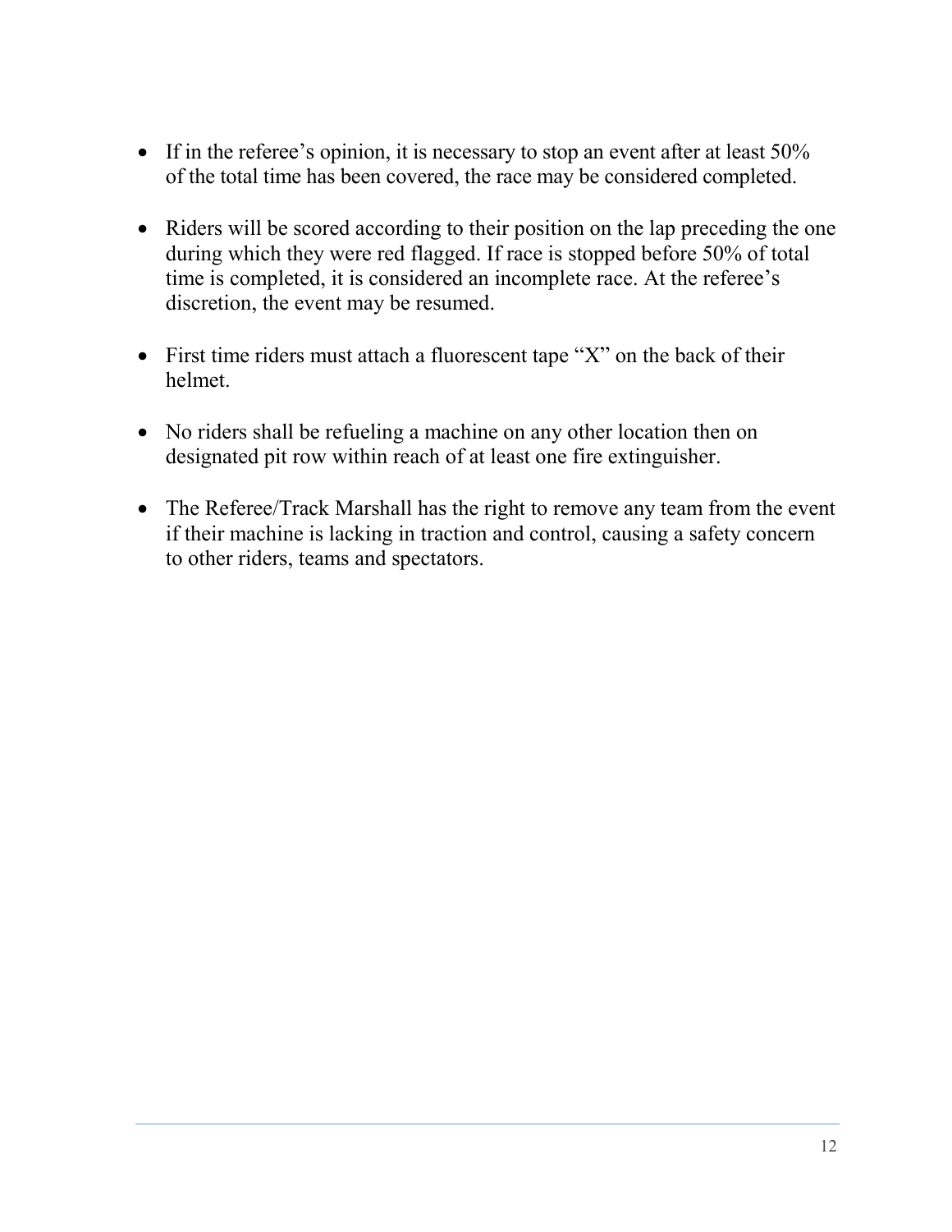- If in the referee's opinion, it is necessary to stop an event after at least 50% of the total time has been covered, the race may be considered completed.

- Riders will be scored according to their position on the lap preceding the one during which they were red flagged. If race is stopped before 50% of total time is completed, it is considered an incomplete race. At the referee's discretion, the event may be resumed.

- First time riders must attach a fluorescent tape "X" on the back of their helmet.

- No riders shall be refueling a machine on any other location then on designated pit row within reach of at least one fire extinguisher.

- The Referee/Track Marshall has the right to remove any team from the event if their machine is lacking in traction and control, causing a safety concern to other riders, teams and spectators.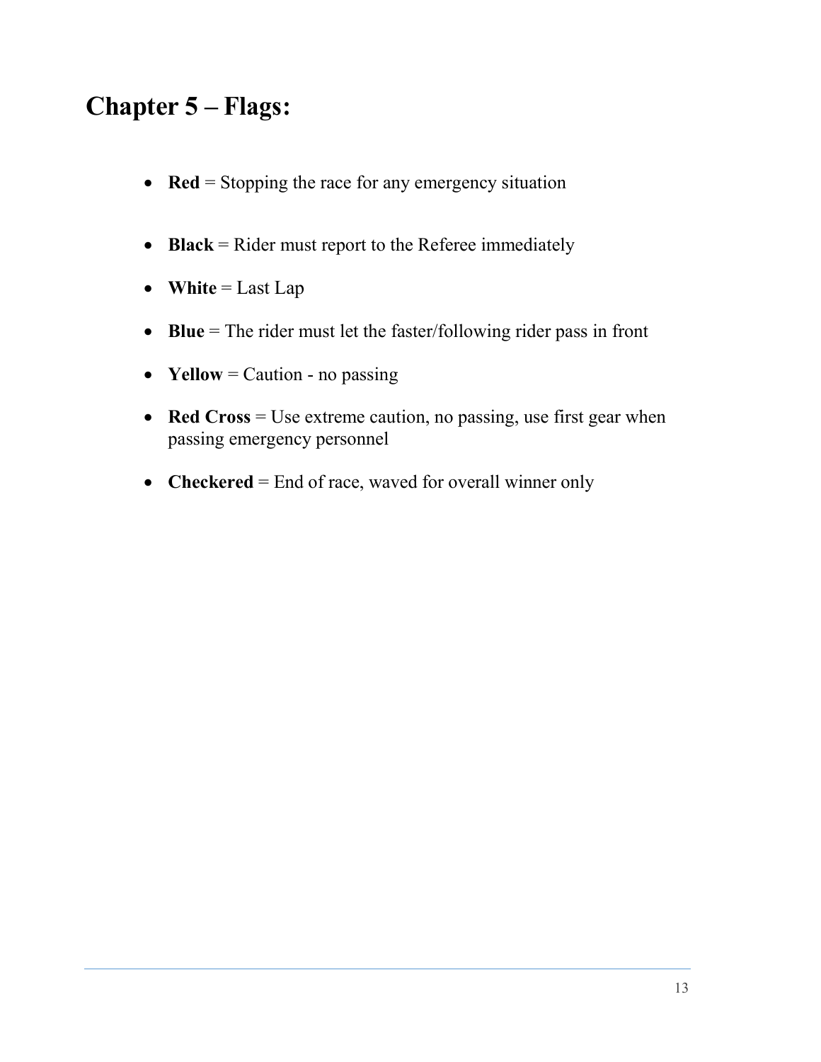# Chapter 5 – Flags:

- **Red** = Stopping the race for any emergency situation
- **Black** = Rider must report to the Referee immediately
- **White** = Last Lap
- **Blue** = The rider must let the faster/following rider pass in front
- **Yellow** = Caution - no passing
- **Red Cross** = Use extreme caution, no passing, use first gear when passing emergency personnel
- **Checkered** = End of race, waved for overall winner only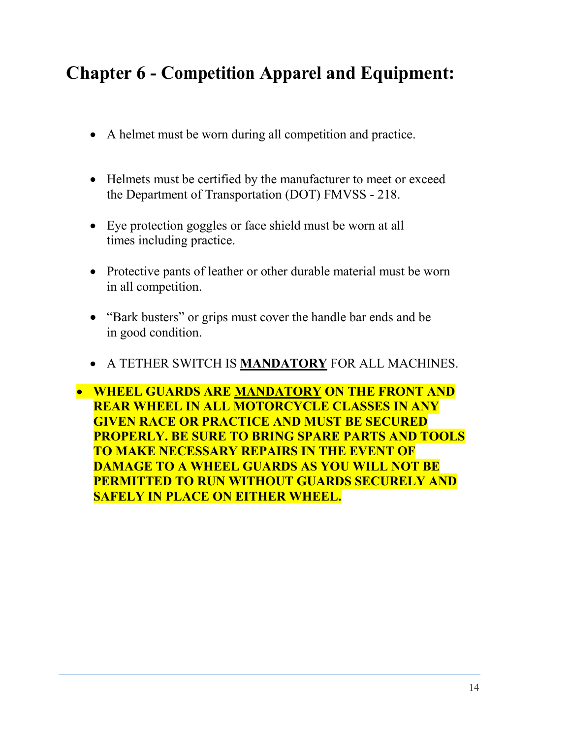# Chapter 6 - Competition Apparel and Equipment:

- A helmet must be worn during all competition and practice.

- Helmets must be certified by the manufacturer to meet or exceed the Department of Transportation (DOT) FMVSS - 218.

- Eye protection goggles or face shield must be worn at all times including practice.

- Protective pants of leather or other durable material must be worn in all competition.

- "Bark busters" or grips must cover the handle bar ends and be in good condition.

- A TETHER SWITCH IS **MANDATORY** FOR ALL MACHINES.

- **WHEEL GUARDS ARE MANDATORY ON THE FRONT AND REAR WHEEL IN ALL MOTORCYCLE CLASSES IN ANY GIVEN RACE OR PRACTICE AND MUST BE SECURED PROPERLY. BE SURE TO BRING SPARE PARTS AND TOOLS TO MAKE NECESSARY REPAIRS IN THE EVENT OF DAMAGE TO A WHEEL GUARDS AS YOU WILL NOT BE PERMITTED TO RUN WITHOUT GUARDS SECURELY AND SAFELY IN PLACE ON EITHER WHEEL.**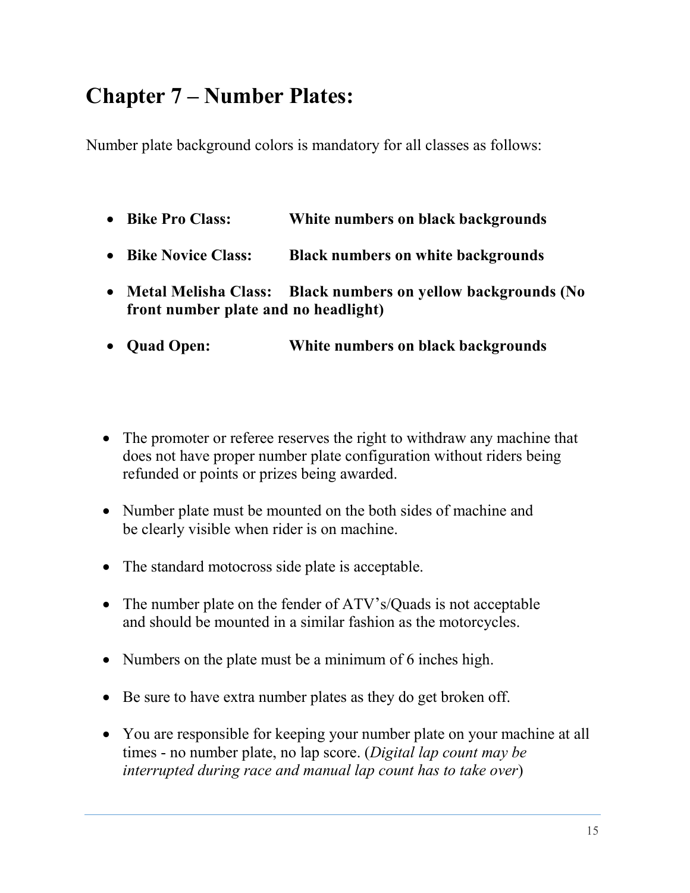# Chapter 7 – Number Plates:

Number plate background colors is mandatory for all classes as follows:

- **Bike Pro Class: White numbers on black backgrounds**
- **Bike Novice Class: Black numbers on white backgrounds**
- **Metal Melisha Class: Black numbers on yellow backgrounds (No front number plate and no headlight)**
- **Quad Open: White numbers on black backgrounds**

- The promoter or referee reserves the right to withdraw any machine that does not have proper number plate configuration without riders being refunded or points or prizes being awarded.
- Number plate must be mounted on the both sides of machine and be clearly visible when rider is on machine.
- The standard motocross side plate is acceptable.
- The number plate on the fender of ATV's/Quads is not acceptable and should be mounted in a similar fashion as the motorcycles.
- Numbers on the plate must be a minimum of 6 inches high.
- Be sure to have extra number plates as they do get broken off.
- You are responsible for keeping your number plate on your machine at all times - no number plate, no lap score. (*Digital lap count may be interrupted during race and manual lap count has to take over*)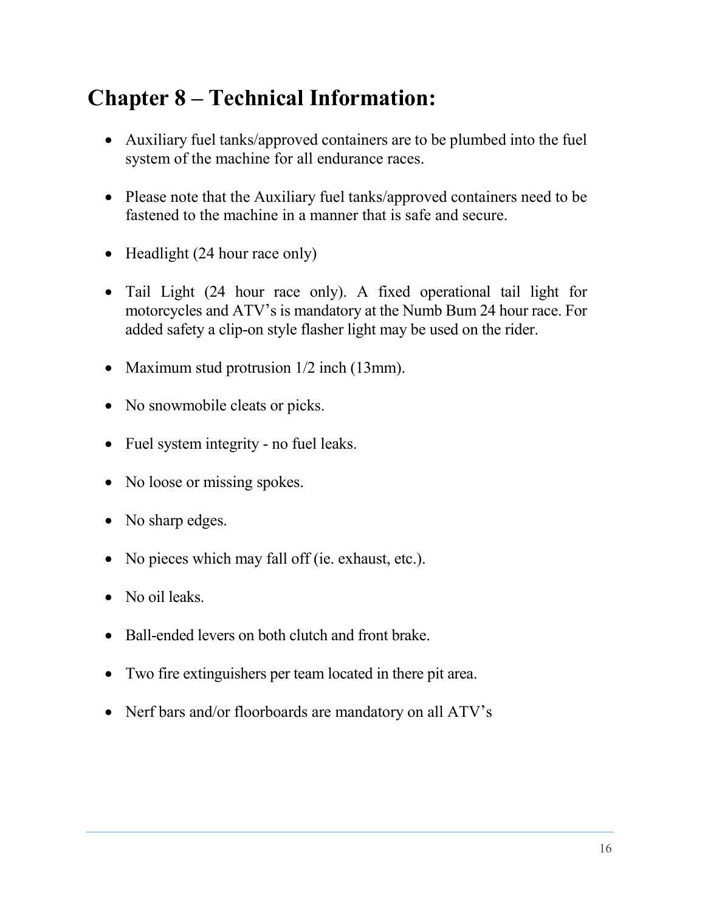# Chapter 8 – Technical Information:

- Auxiliary fuel tanks/approved containers are to be plumbed into the fuel system of the machine for all endurance races.
- Please note that the Auxiliary fuel tanks/approved containers need to be fastened to the machine in a manner that is safe and secure.
- Headlight (24 hour race only)
- Tail Light (24 hour race only). A fixed operational tail light for motorcycles and ATV's is mandatory at the Numb Bum 24 hour race. For added safety a clip-on style flasher light may be used on the rider.
- Maximum stud protrusion 1/2 inch (13mm).
- No snowmobile cleats or picks.
- Fuel system integrity - no fuel leaks.
- No loose or missing spokes.
- No sharp edges.
- No pieces which may fall off (ie. exhaust, etc.).
- No oil leaks.
- Ball-ended levers on both clutch and front brake.
- Two fire extinguishers per team located in there pit area.
- Nerf bars and/or floorboards are mandatory on all ATV's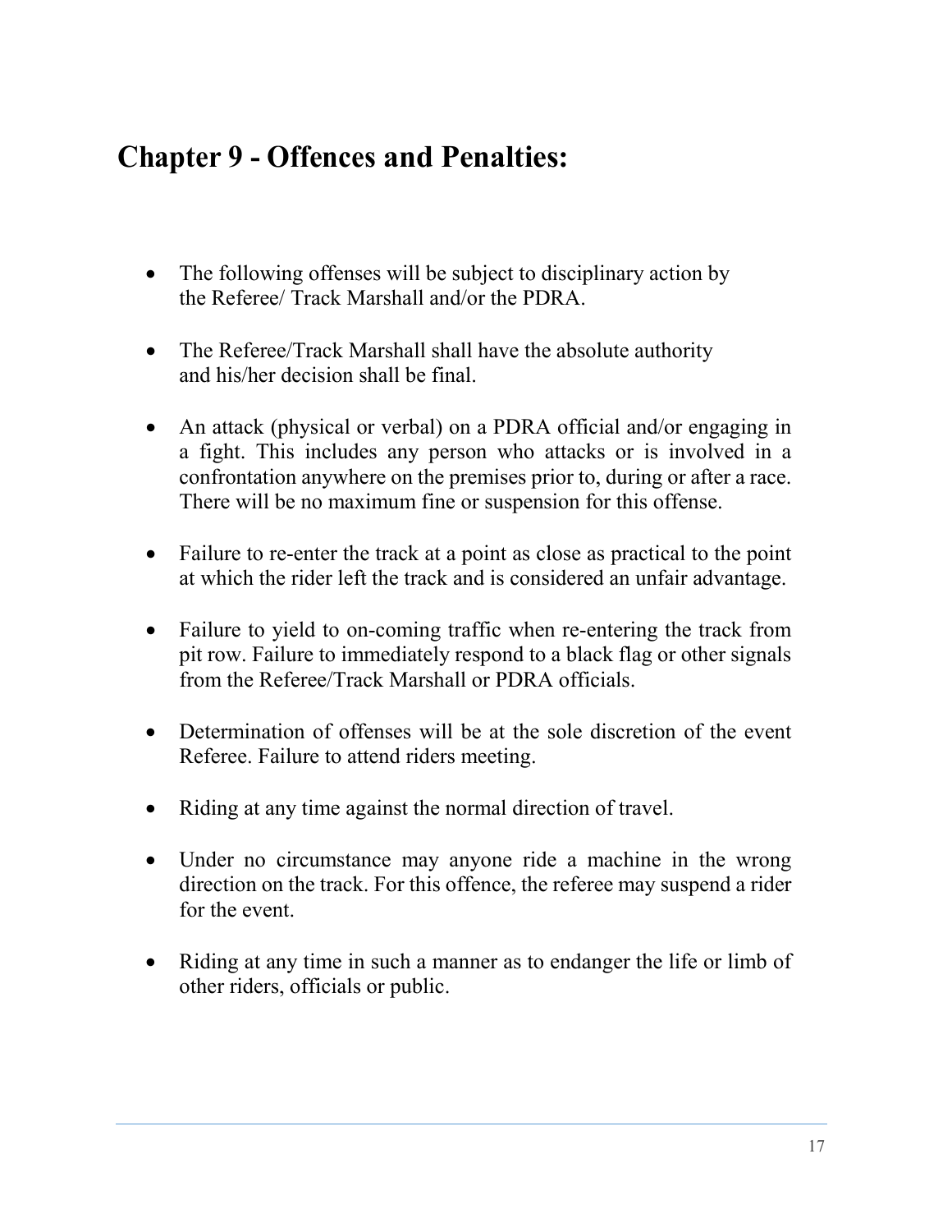## Chapter 9 - Offences and Penalties:

- The following offenses will be subject to disciplinary action by the Referee/ Track Marshall and/or the PDRA.

- The Referee/Track Marshall shall have the absolute authority and his/her decision shall be final.

- An attack (physical or verbal) on a PDRA official and/or engaging in a fight. This includes any person who attacks or is involved in a confrontation anywhere on the premises prior to, during or after a race. There will be no maximum fine or suspension for this offense.

- Failure to re-enter the track at a point as close as practical to the point at which the rider left the track and is considered an unfair advantage.

- Failure to yield to on-coming traffic when re-entering the track from pit row. Failure to immediately respond to a black flag or other signals from the Referee/Track Marshall or PDRA officials.

- Determination of offenses will be at the sole discretion of the event Referee. Failure to attend riders meeting.

- Riding at any time against the normal direction of travel.

- Under no circumstance may anyone ride a machine in the wrong direction on the track. For this offence, the referee may suspend a rider for the event.

- Riding at any time in such a manner as to endanger the life or limb of other riders, officials or public.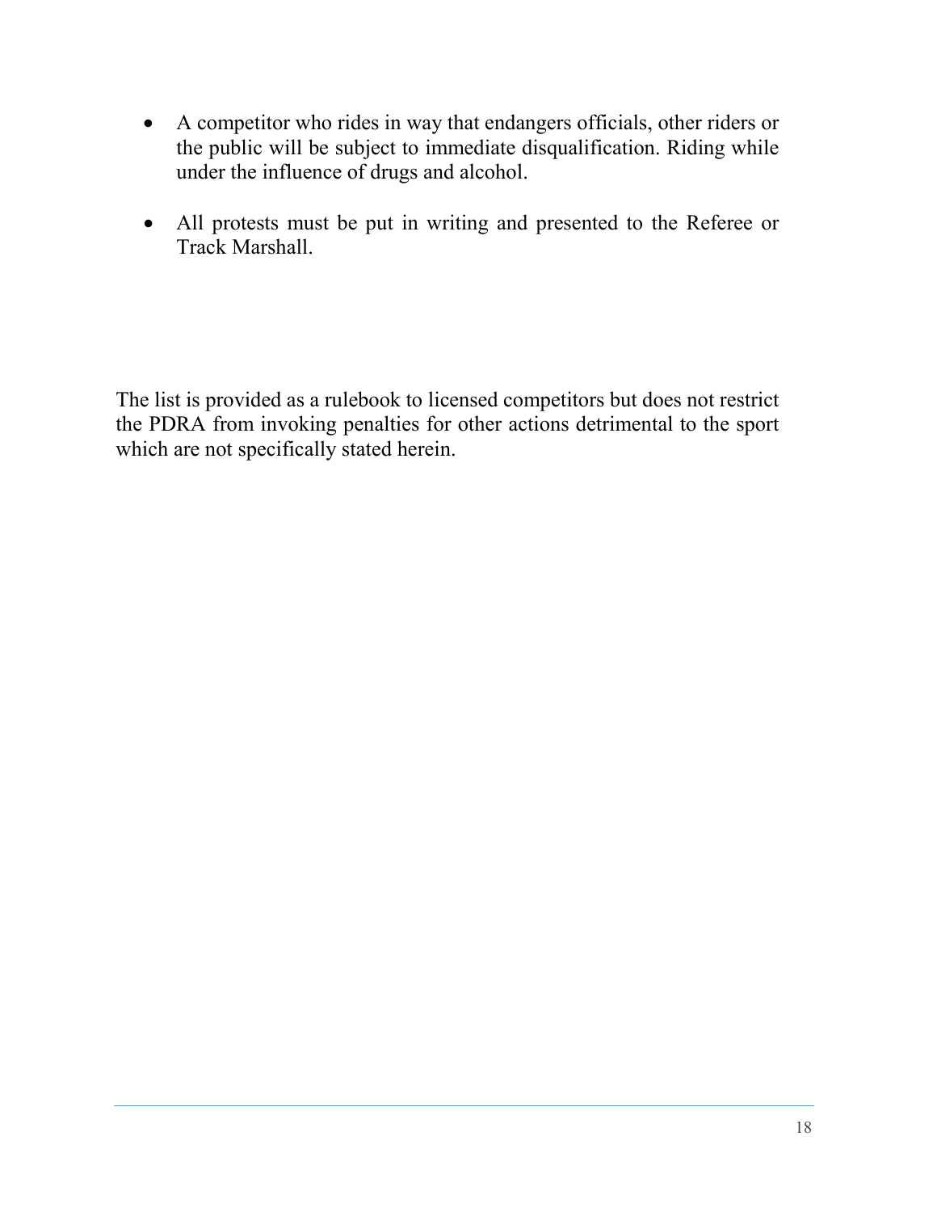- A competitor who rides in way that endangers officials, other riders or the public will be subject to immediate disqualification. Riding while under the influence of drugs and alcohol.

- All protests must be put in writing and presented to the Referee or Track Marshall.

The list is provided as a rulebook to licensed competitors but does not restrict the PDRA from invoking penalties for other actions detrimental to the sport which are not specifically stated herein.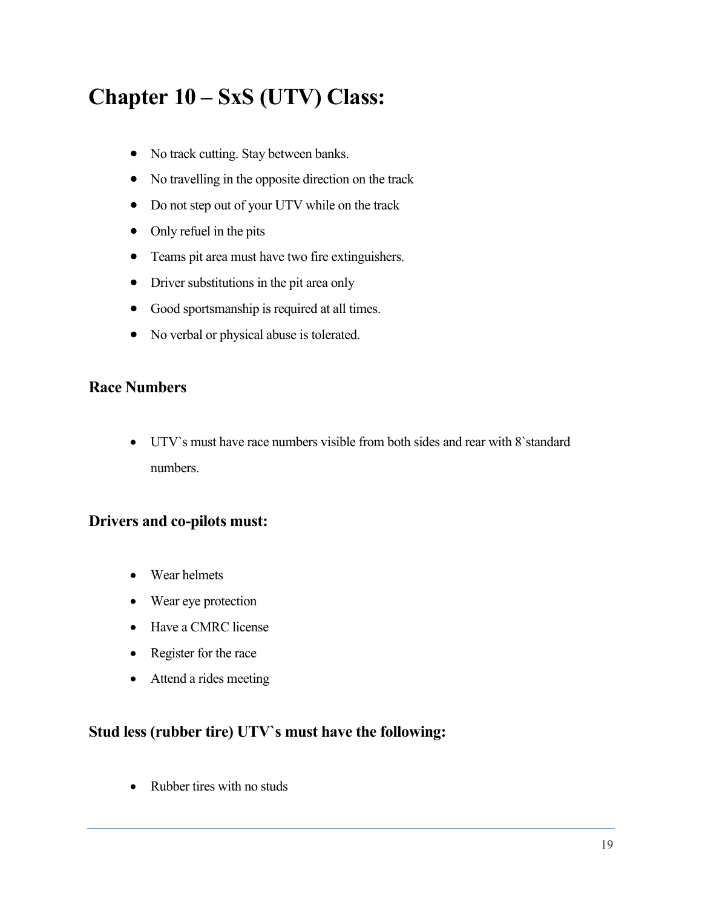# Chapter 10 – SxS (UTV) Class:

- No track cutting. Stay between banks.
- No travelling in the opposite direction on the track
- Do not step out of your UTV while on the track
- Only refuel in the pits
- Teams pit area must have two fire extinguishers.
- Driver substitutions in the pit area only
- Good sportsmanship is required at all times.
- No verbal or physical abuse is tolerated.

### Race Numbers

- UTV`s must have race numbers visible from both sides and rear with 8`standard numbers.

### Drivers and co-pilots must:

- Wear helmets
- Wear eye protection
- Have a CMRC license
- Register for the race
- Attend a rides meeting

### Stud less (rubber tire) UTV`s must have the following:

- Rubber tires with no studs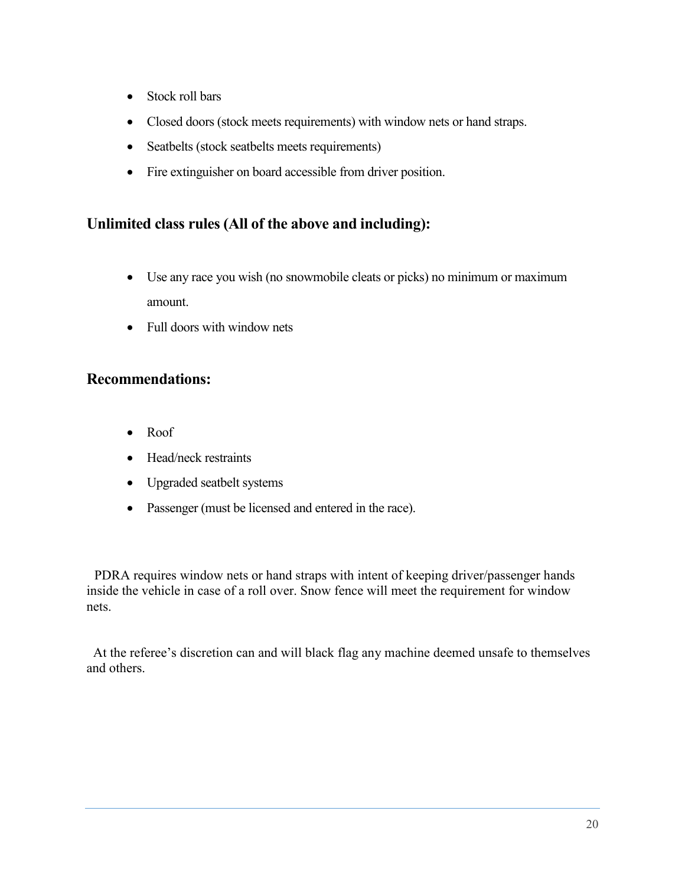- Stock roll bars
- Closed doors (stock meets requirements) with window nets or hand straps.
- Seatbelts (stock seatbelts meets requirements)
- Fire extinguisher on board accessible from driver position.

## Unlimited class rules (All of the above and including):

- Use any race you wish (no snowmobile cleats or picks) no minimum or maximum amount.
- Full doors with window nets

## Recommendations:

- Roof
- Head/neck restraints
- Upgraded seatbelt systems
- Passenger (must be licensed and entered in the race).

PDRA requires window nets or hand straps with intent of keeping driver/passenger hands inside the vehicle in case of a roll over. Snow fence will meet the requirement for window nets.

At the referee's discretion can and will black flag any machine deemed unsafe to themselves and others.